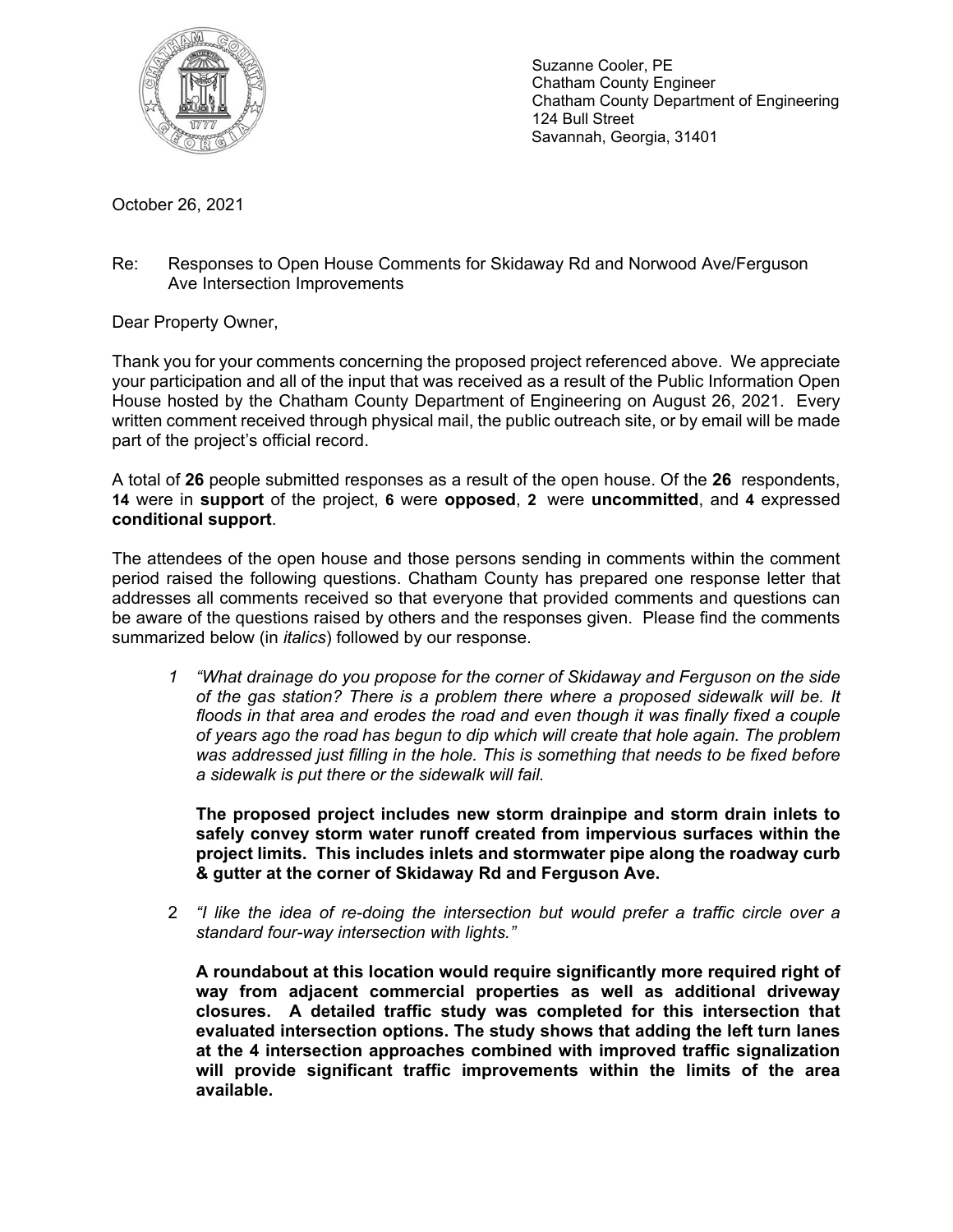Suzanne Cooler, PE
Chatham County Engineer
Chatham County Department of Engineering
124 Bull Street
Savannah, Georgia, 31401

October 26, 2021

Re: Responses to Open House Comments for Skidaway Rd and Norwood Ave/Ferguson Ave Intersection Improvements

Dear Property Owner,

Thank you for your comments concerning the proposed project referenced above. We appreciate your participation and all of the input that was received as a result of the Public Information Open House hosted by the Chatham County Department of Engineering on August 26, 2021. Every written comment received through physical mail, the public outreach site, or by email will be made part of the project's official record.

A total of **26** people submitted responses as a result of the open house. Of the **26** respondents, **14** were in **support** of the project, **6** were **opposed**, **2** were **uncommitted**, and **4** expressed **conditional support**.

The attendees of the open house and those persons sending in comments within the comment period raised the following questions. Chatham County has prepared one response letter that addresses all comments received so that everyone that provided comments and questions can be aware of the questions raised by others and the responses given. Please find the comments summarized below (in *italics*) followed by our response.

1. *"What drainage do you propose for the corner of Skidaway and Ferguson on the side of the gas station? There is a problem there where a proposed sidewalk will be. It floods in that area and erodes the road and even though it was finally fixed a couple of years ago the road has begun to dip which will create that hole again. The problem was addressed just filling in the hole. This is something that needs to be fixed before a sidewalk is put there or the sidewalk will fail.*

   **The proposed project includes new storm drainpipe and storm drain inlets to safely convey storm water runoff created from impervious surfaces within the project limits. This includes inlets and stormwater pipe along the roadway curb & gutter at the corner of Skidaway Rd and Ferguson Ave.**

2. *"I like the idea of re-doing the intersection but would prefer a traffic circle over a standard four-way intersection with lights."*

   **A roundabout at this location would require significantly more required right of way from adjacent commercial properties as well as additional driveway closures. A detailed traffic study was completed for this intersection that evaluated intersection options. The study shows that adding the left turn lanes at the 4 intersection approaches combined with improved traffic signalization will provide significant traffic improvements within the limits of the area available.**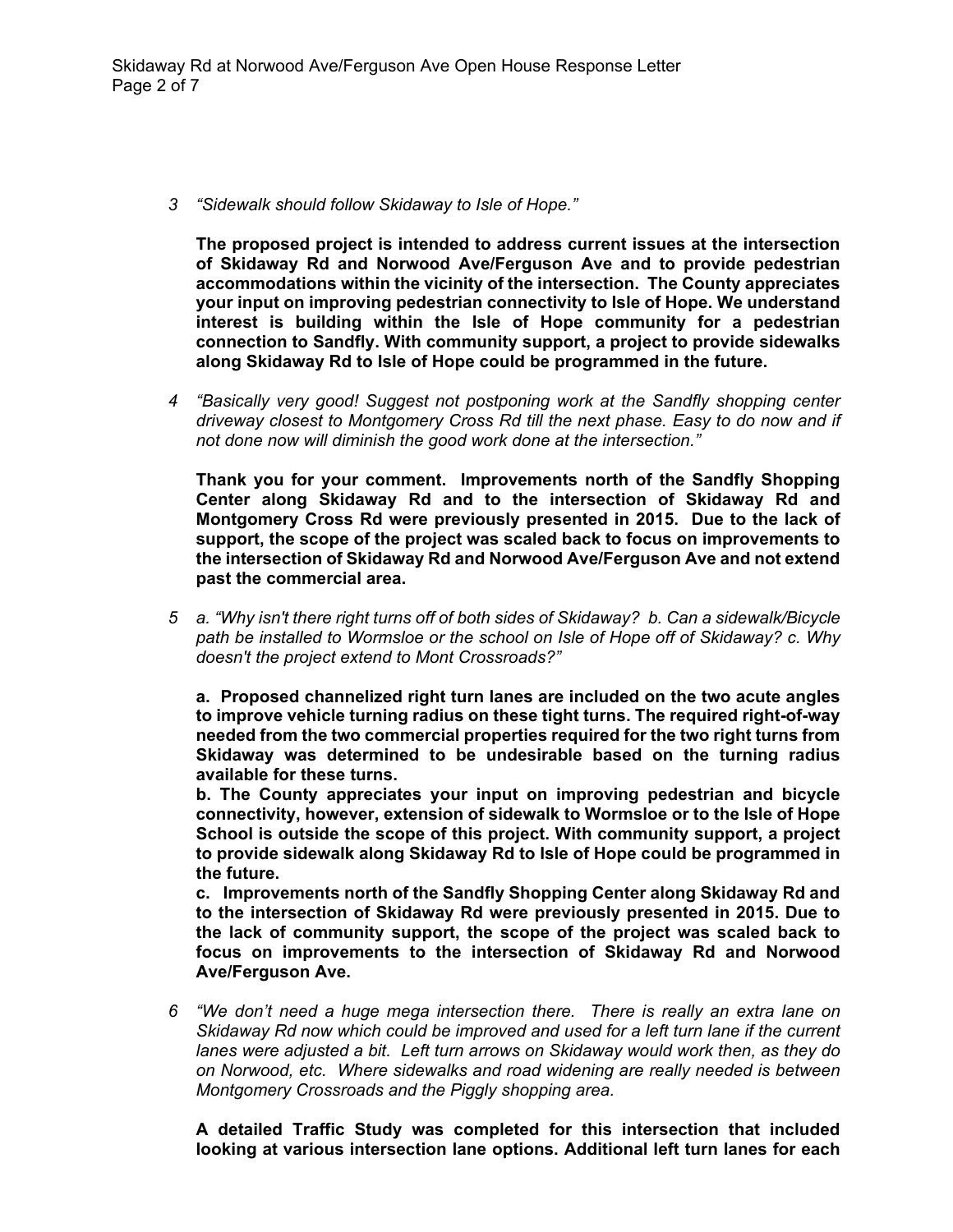3 *"Sidewalk should follow Skidaway to Isle of Hope."*

**The proposed project is intended to address current issues at the intersection of Skidaway Rd and Norwood Ave/Ferguson Ave and to provide pedestrian accommodations within the vicinity of the intersection. The County appreciates your input on improving pedestrian connectivity to Isle of Hope. We understand interest is building within the Isle of Hope community for a pedestrian connection to Sandfly. With community support, a project to provide sidewalks along Skidaway Rd to Isle of Hope could be programmed in the future.**

4 *"Basically very good! Suggest not postponing work at the Sandfly shopping center driveway closest to Montgomery Cross Rd till the next phase. Easy to do now and if not done now will diminish the good work done at the intersection."*

**Thank you for your comment. Improvements north of the Sandfly Shopping Center along Skidaway Rd and to the intersection of Skidaway Rd and Montgomery Cross Rd were previously presented in 2015. Due to the lack of support, the scope of the project was scaled back to focus on improvements to the intersection of Skidaway Rd and Norwood Ave/Ferguson Ave and not extend past the commercial area.**

5 *a. "Why isn't there right turns off of both sides of Skidaway? b. Can a sidewalk/Bicycle path be installed to Wormsloe or the school on Isle of Hope off of Skidaway? c. Why doesn't the project extend to Mont Crossroads?"*

**a. Proposed channelized right turn lanes are included on the two acute angles to improve vehicle turning radius on these tight turns. The required right-of-way needed from the two commercial properties required for the two right turns from Skidaway was determined to be undesirable based on the turning radius available for these turns.**

**b. The County appreciates your input on improving pedestrian and bicycle connectivity, however, extension of sidewalk to Wormsloe or to the Isle of Hope School is outside the scope of this project. With community support, a project to provide sidewalk along Skidaway Rd to Isle of Hope could be programmed in the future.**

**c. Improvements north of the Sandfly Shopping Center along Skidaway Rd and to the intersection of Skidaway Rd were previously presented in 2015. Due to the lack of community support, the scope of the project was scaled back to focus on improvements to the intersection of Skidaway Rd and Norwood Ave/Ferguson Ave.**

6 *"We don't need a huge mega intersection there. There is really an extra lane on Skidaway Rd now which could be improved and used for a left turn lane if the current lanes were adjusted a bit. Left turn arrows on Skidaway would work then, as they do on Norwood, etc. Where sidewalks and road widening are really needed is between Montgomery Crossroads and the Piggly shopping area.*

**A detailed Traffic Study was completed for this intersection that included looking at various intersection lane options. Additional left turn lanes for each**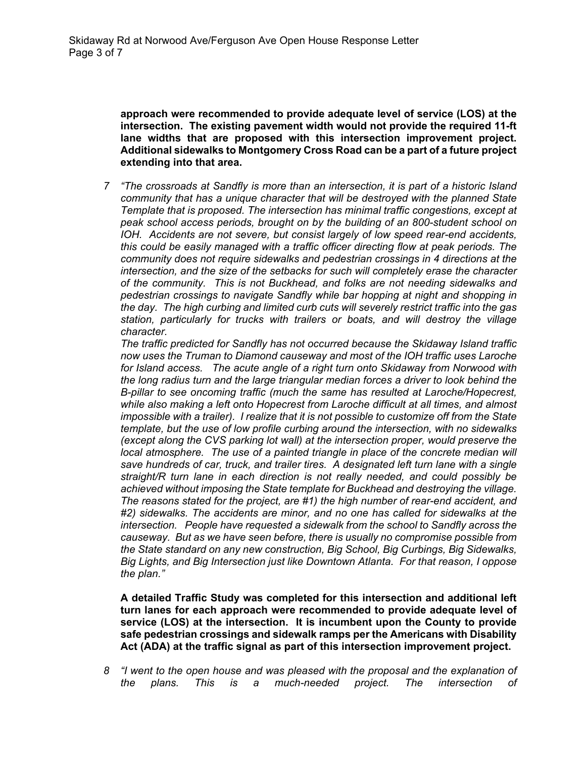**approach were recommended to provide adequate level of service (LOS) at the intersection. The existing pavement width would not provide the required 11-ft lane widths that are proposed with this intersection improvement project. Additional sidewalks to Montgomery Cross Road can be a part of a future project extending into that area.**

7 *"The crossroads at Sandfly is more than an intersection, it is part of a historic Island community that has a unique character that will be destroyed with the planned State Template that is proposed. The intersection has minimal traffic congestions, except at peak school access periods, brought on by the building of an 800-student school on IOH. Accidents are not severe, but consist largely of low speed rear-end accidents, this could be easily managed with a traffic officer directing flow at peak periods. The community does not require sidewalks and pedestrian crossings in 4 directions at the intersection, and the size of the setbacks for such will completely erase the character of the community. This is not Buckhead, and folks are not needing sidewalks and pedestrian crossings to navigate Sandfly while bar hopping at night and shopping in the day. The high curbing and limited curb cuts will severely restrict traffic into the gas station, particularly for trucks with trailers or boats, and will destroy the village character.*
*The traffic predicted for Sandfly has not occurred because the Skidaway Island traffic now uses the Truman to Diamond causeway and most of the IOH traffic uses Laroche for Island access. The acute angle of a right turn onto Skidaway from Norwood with the long radius turn and the large triangular median forces a driver to look behind the B-pillar to see oncoming traffic (much the same has resulted at Laroche/Hopecrest, while also making a left onto Hopecrest from Laroche difficult at all times, and almost impossible with a trailer). I realize that it is not possible to customize off from the State template, but the use of low profile curbing around the intersection, with no sidewalks (except along the CVS parking lot wall) at the intersection proper, would preserve the local atmosphere. The use of a painted triangle in place of the concrete median will save hundreds of car, truck, and trailer tires. A designated left turn lane with a single straight/R turn lane in each direction is not really needed, and could possibly be achieved without imposing the State template for Buckhead and destroying the village. The reasons stated for the project, are #1) the high number of rear-end accident, and #2) sidewalks. The accidents are minor, and no one has called for sidewalks at the intersection. People have requested a sidewalk from the school to Sandfly across the causeway. But as we have seen before, there is usually no compromise possible from the State standard on any new construction, Big School, Big Curbings, Big Sidewalks, Big Lights, and Big Intersection just like Downtown Atlanta. For that reason, I oppose the plan."*

**A detailed Traffic Study was completed for this intersection and additional left turn lanes for each approach were recommended to provide adequate level of service (LOS) at the intersection. It is incumbent upon the County to provide safe pedestrian crossings and sidewalk ramps per the Americans with Disability Act (ADA) at the traffic signal as part of this intersection improvement project.**

8 *"I went to the open house and was pleased with the proposal and the explanation of the plans. This is a much-needed project. The intersection of*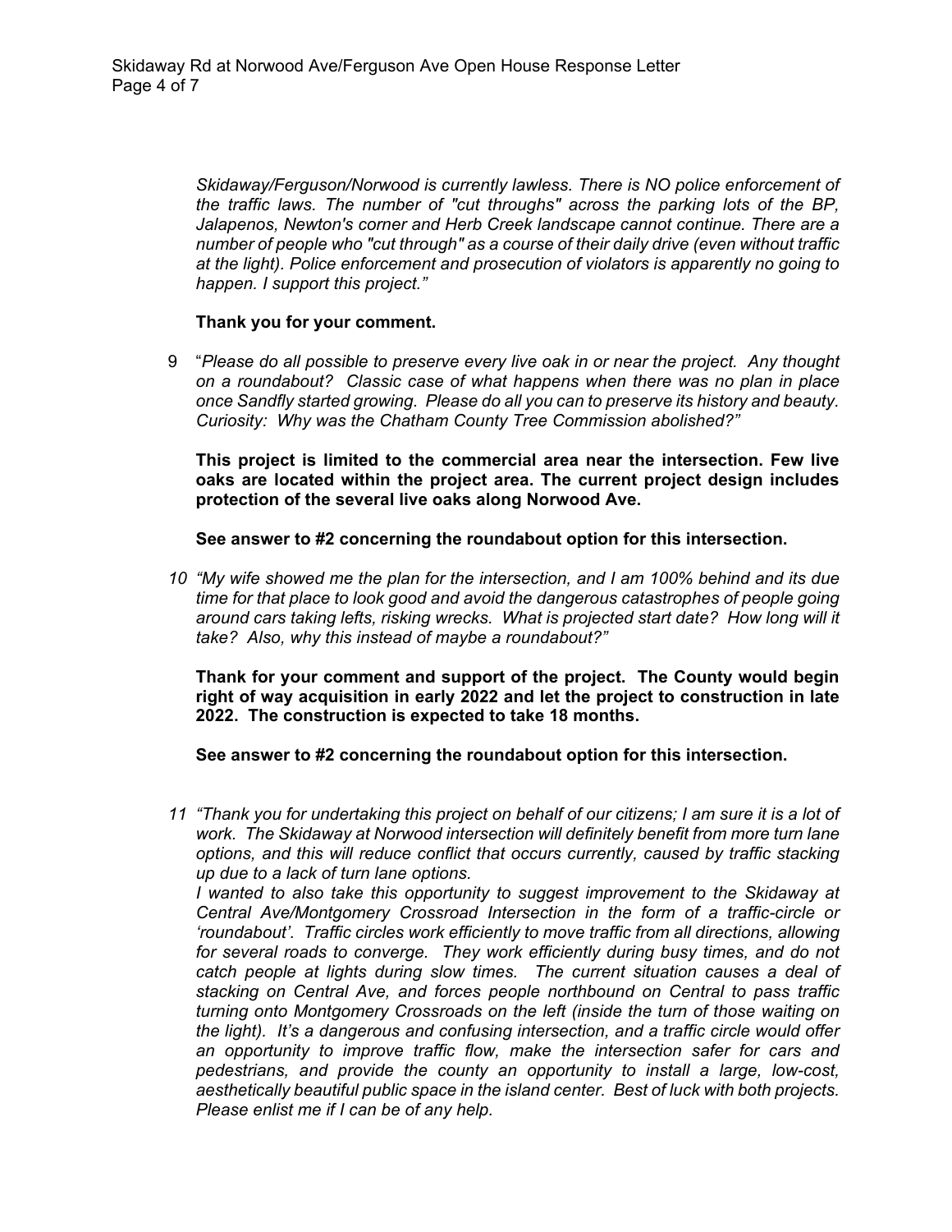*Skidaway/Ferguson/Norwood is currently lawless. There is NO police enforcement of the traffic laws. The number of "cut throughs" across the parking lots of the BP, Jalapenos, Newton's corner and Herb Creek landscape cannot continue. There are a number of people who "cut through" as a course of their daily drive (even without traffic at the light). Police enforcement and prosecution of violators is apparently no going to happen. I support this project."*

**Thank you for your comment.**

9 "*Please do all possible to preserve every live oak in or near the project. Any thought on a roundabout? Classic case of what happens when there was no plan in place once Sandfly started growing. Please do all you can to preserve its history and beauty. Curiosity: Why was the Chatham County Tree Commission abolished?"*

**This project is limited to the commercial area near the intersection. Few live oaks are located within the project area. The current project design includes protection of the several live oaks along Norwood Ave.**

**See answer to #2 concerning the roundabout option for this intersection.**

10 *"My wife showed me the plan for the intersection, and I am 100% behind and its due time for that place to look good and avoid the dangerous catastrophes of people going around cars taking lefts, risking wrecks. What is projected start date? How long will it take? Also, why this instead of maybe a roundabout?"*

**Thank for your comment and support of the project. The County would begin right of way acquisition in early 2022 and let the project to construction in late 2022. The construction is expected to take 18 months.**

**See answer to #2 concerning the roundabout option for this intersection.**

11 *"Thank you for undertaking this project on behalf of our citizens; I am sure it is a lot of work. The Skidaway at Norwood intersection will definitely benefit from more turn lane options, and this will reduce conflict that occurs currently, caused by traffic stacking up due to a lack of turn lane options.*

*I wanted to also take this opportunity to suggest improvement to the Skidaway at Central Ave/Montgomery Crossroad Intersection in the form of a traffic-circle or 'roundabout'. Traffic circles work efficiently to move traffic from all directions, allowing for several roads to converge. They work efficiently during busy times, and do not catch people at lights during slow times. The current situation causes a deal of stacking on Central Ave, and forces people northbound on Central to pass traffic turning onto Montgomery Crossroads on the left (inside the turn of those waiting on the light). It's a dangerous and confusing intersection, and a traffic circle would offer an opportunity to improve traffic flow, make the intersection safer for cars and pedestrians, and provide the county an opportunity to install a large, low-cost, aesthetically beautiful public space in the island center. Best of luck with both projects. Please enlist me if I can be of any help.*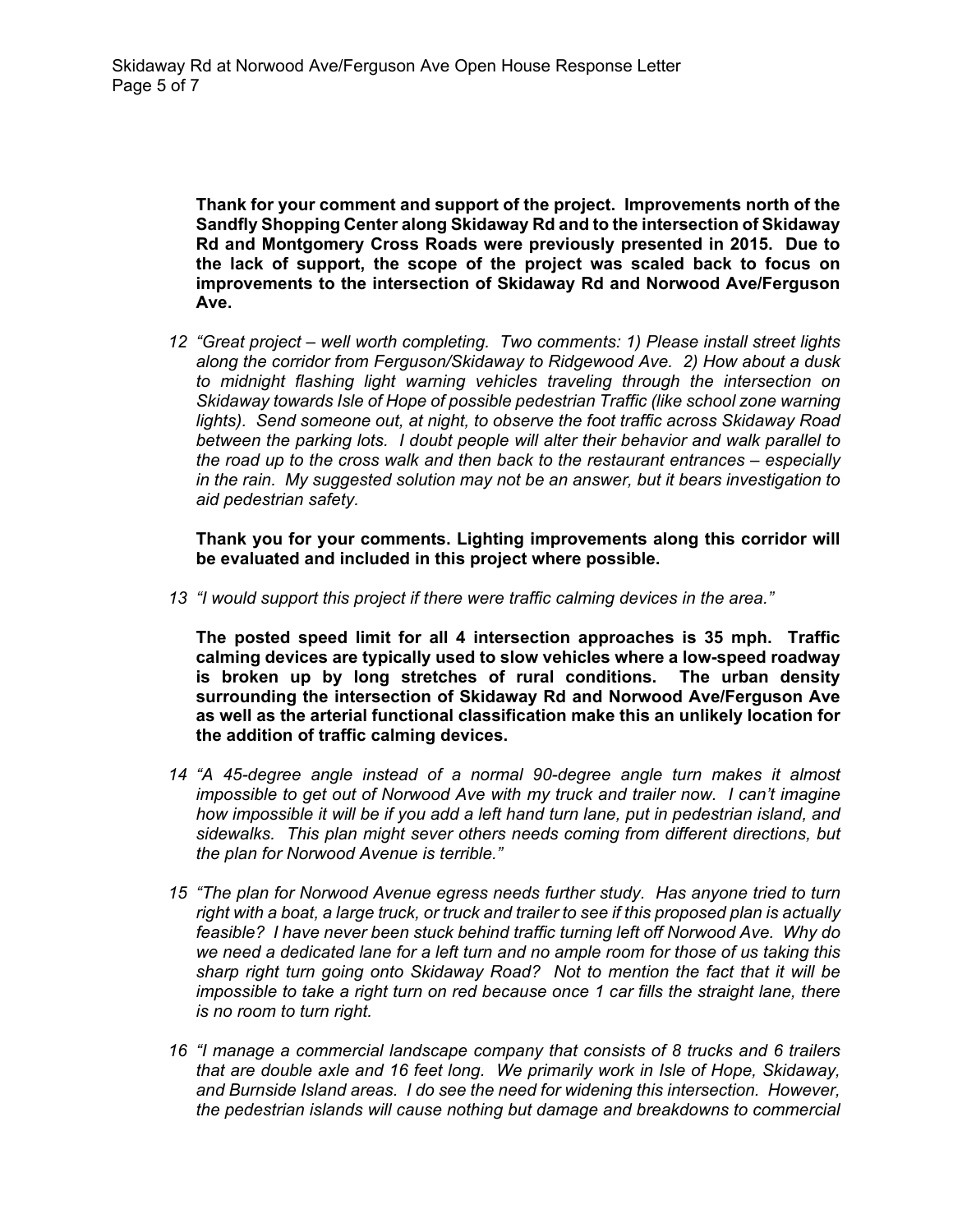**Thank for your comment and support of the project. Improvements north of the Sandfly Shopping Center along Skidaway Rd and to the intersection of Skidaway Rd and Montgomery Cross Roads were previously presented in 2015. Due to the lack of support, the scope of the project was scaled back to focus on improvements to the intersection of Skidaway Rd and Norwood Ave/Ferguson Ave.**

12 *"Great project – well worth completing. Two comments: 1) Please install street lights along the corridor from Ferguson/Skidaway to Ridgewood Ave. 2) How about a dusk to midnight flashing light warning vehicles traveling through the intersection on Skidaway towards Isle of Hope of possible pedestrian Traffic (like school zone warning lights). Send someone out, at night, to observe the foot traffic across Skidaway Road between the parking lots. I doubt people will alter their behavior and walk parallel to the road up to the cross walk and then back to the restaurant entrances – especially in the rain. My suggested solution may not be an answer, but it bears investigation to aid pedestrian safety.*

**Thank you for your comments. Lighting improvements along this corridor will be evaluated and included in this project where possible.**

13 *"I would support this project if there were traffic calming devices in the area."*

**The posted speed limit for all 4 intersection approaches is 35 mph. Traffic calming devices are typically used to slow vehicles where a low-speed roadway is broken up by long stretches of rural conditions. The urban density surrounding the intersection of Skidaway Rd and Norwood Ave/Ferguson Ave as well as the arterial functional classification make this an unlikely location for the addition of traffic calming devices.**

14 *"A 45-degree angle instead of a normal 90-degree angle turn makes it almost impossible to get out of Norwood Ave with my truck and trailer now. I can't imagine how impossible it will be if you add a left hand turn lane, put in pedestrian island, and sidewalks. This plan might sever others needs coming from different directions, but the plan for Norwood Avenue is terrible."*

15 *"The plan for Norwood Avenue egress needs further study. Has anyone tried to turn right with a boat, a large truck, or truck and trailer to see if this proposed plan is actually feasible? I have never been stuck behind traffic turning left off Norwood Ave. Why do we need a dedicated lane for a left turn and no ample room for those of us taking this sharp right turn going onto Skidaway Road? Not to mention the fact that it will be impossible to take a right turn on red because once 1 car fills the straight lane, there is no room to turn right.*

16 *"I manage a commercial landscape company that consists of 8 trucks and 6 trailers that are double axle and 16 feet long. We primarily work in Isle of Hope, Skidaway, and Burnside Island areas. I do see the need for widening this intersection. However, the pedestrian islands will cause nothing but damage and breakdowns to commercial*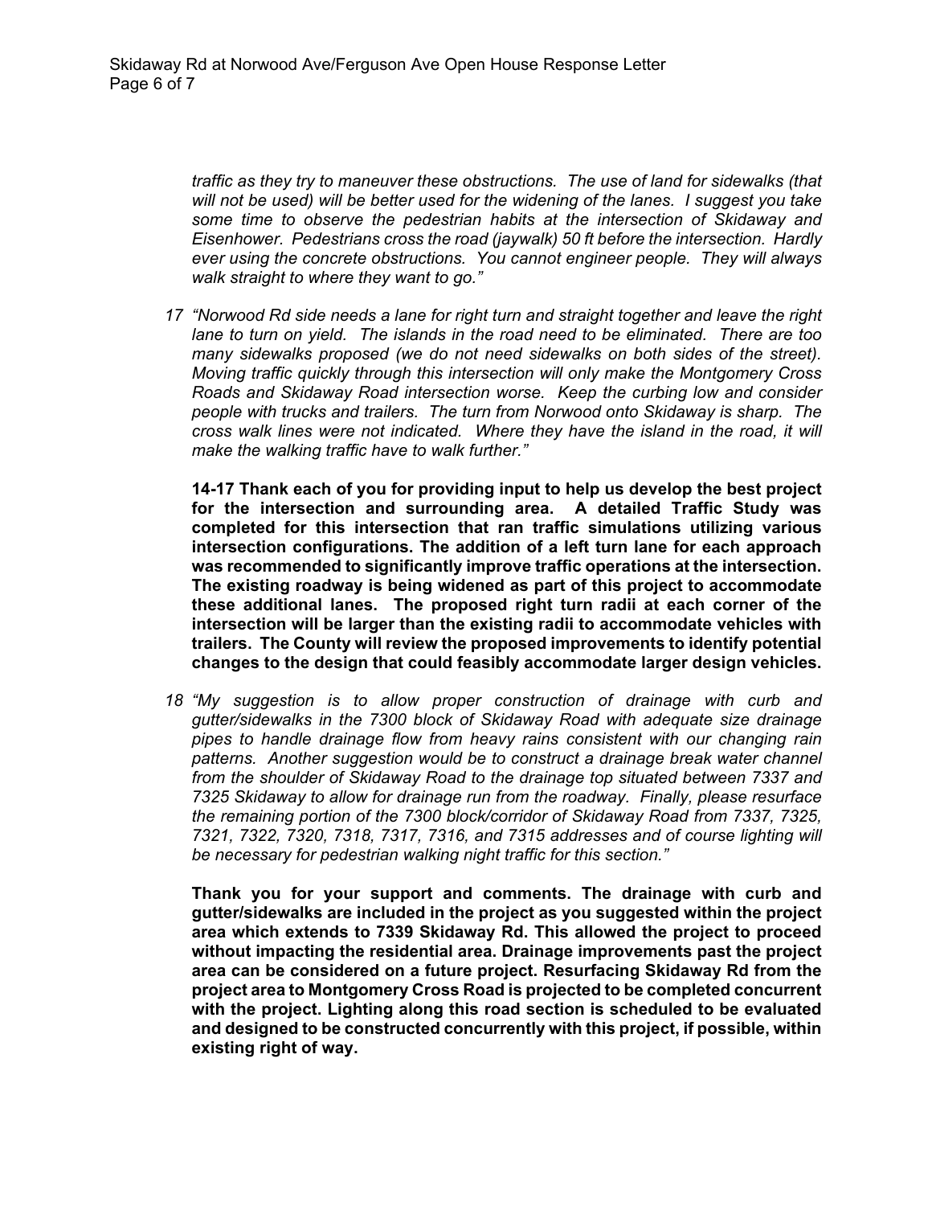*traffic as they try to maneuver these obstructions. The use of land for sidewalks (that will not be used) will be better used for the widening of the lanes. I suggest you take some time to observe the pedestrian habits at the intersection of Skidaway and Eisenhower. Pedestrians cross the road (jaywalk) 50 ft before the intersection. Hardly ever using the concrete obstructions. You cannot engineer people. They will always walk straight to where they want to go."*

17 *"Norwood Rd side needs a lane for right turn and straight together and leave the right lane to turn on yield. The islands in the road need to be eliminated. There are too many sidewalks proposed (we do not need sidewalks on both sides of the street). Moving traffic quickly through this intersection will only make the Montgomery Cross Roads and Skidaway Road intersection worse. Keep the curbing low and consider people with trucks and trailers. The turn from Norwood onto Skidaway is sharp. The cross walk lines were not indicated. Where they have the island in the road, it will make the walking traffic have to walk further."*

**14-17 Thank each of you for providing input to help us develop the best project for the intersection and surrounding area. A detailed Traffic Study was completed for this intersection that ran traffic simulations utilizing various intersection configurations. The addition of a left turn lane for each approach was recommended to significantly improve traffic operations at the intersection. The existing roadway is being widened as part of this project to accommodate these additional lanes. The proposed right turn radii at each corner of the intersection will be larger than the existing radii to accommodate vehicles with trailers. The County will review the proposed improvements to identify potential changes to the design that could feasibly accommodate larger design vehicles.**

18 *"My suggestion is to allow proper construction of drainage with curb and gutter/sidewalks in the 7300 block of Skidaway Road with adequate size drainage pipes to handle drainage flow from heavy rains consistent with our changing rain patterns. Another suggestion would be to construct a drainage break water channel from the shoulder of Skidaway Road to the drainage top situated between 7337 and 7325 Skidaway to allow for drainage run from the roadway. Finally, please resurface the remaining portion of the 7300 block/corridor of Skidaway Road from 7337, 7325, 7321, 7322, 7320, 7318, 7317, 7316, and 7315 addresses and of course lighting will be necessary for pedestrian walking night traffic for this section."*

**Thank you for your support and comments. The drainage with curb and gutter/sidewalks are included in the project as you suggested within the project area which extends to 7339 Skidaway Rd. This allowed the project to proceed without impacting the residential area. Drainage improvements past the project area can be considered on a future project. Resurfacing Skidaway Rd from the project area to Montgomery Cross Road is projected to be completed concurrent with the project. Lighting along this road section is scheduled to be evaluated and designed to be constructed concurrently with this project, if possible, within existing right of way.**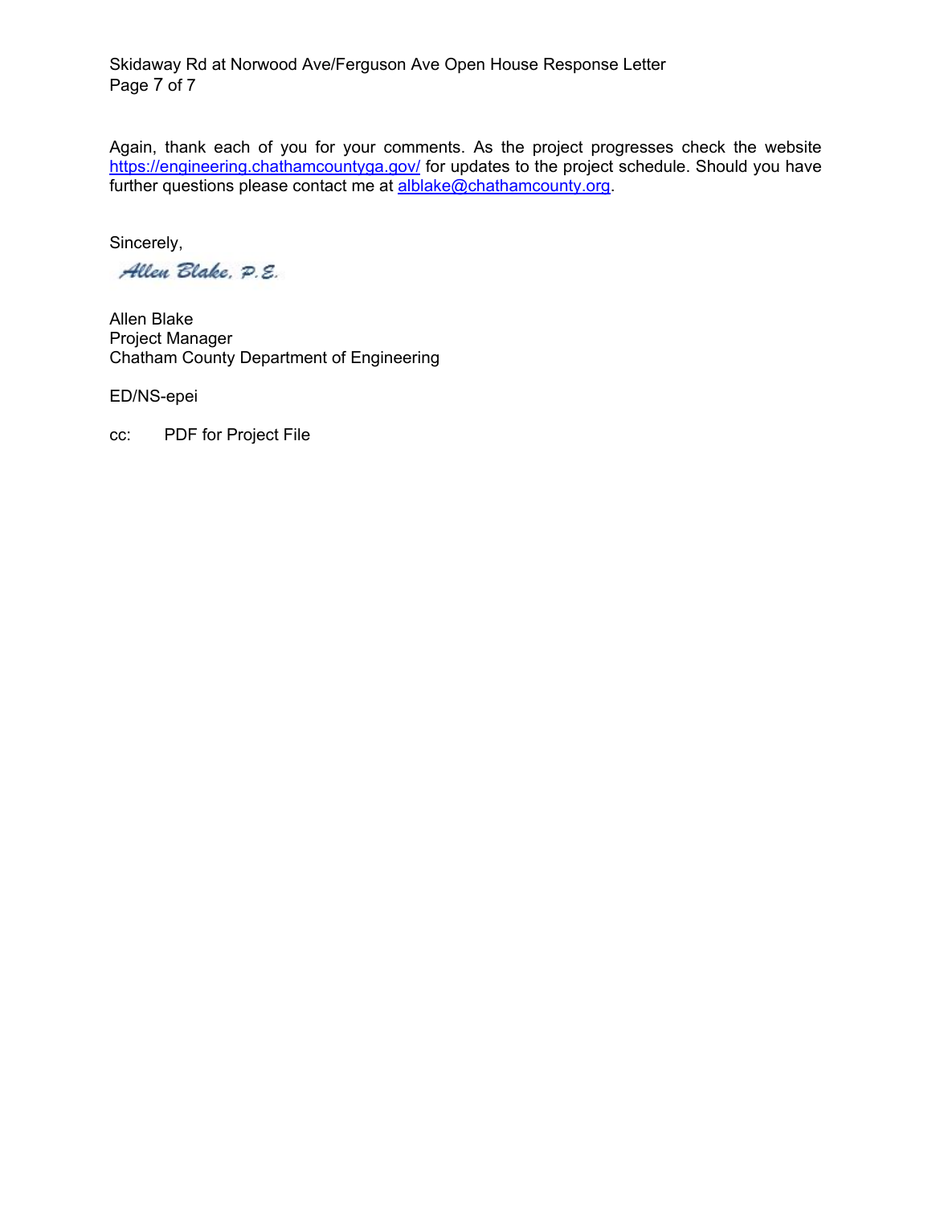Again, thank each of you for your comments. As the project progresses check the website https://engineering.chathamcountyga.gov/ for updates to the project schedule. Should you have further questions please contact me at alblake@chathamcounty.org.

Sincerely,

*Allen Blake, P.E.*

Allen Blake
Project Manager
Chatham County Department of Engineering

ED/NS-epei

cc: PDF for Project File